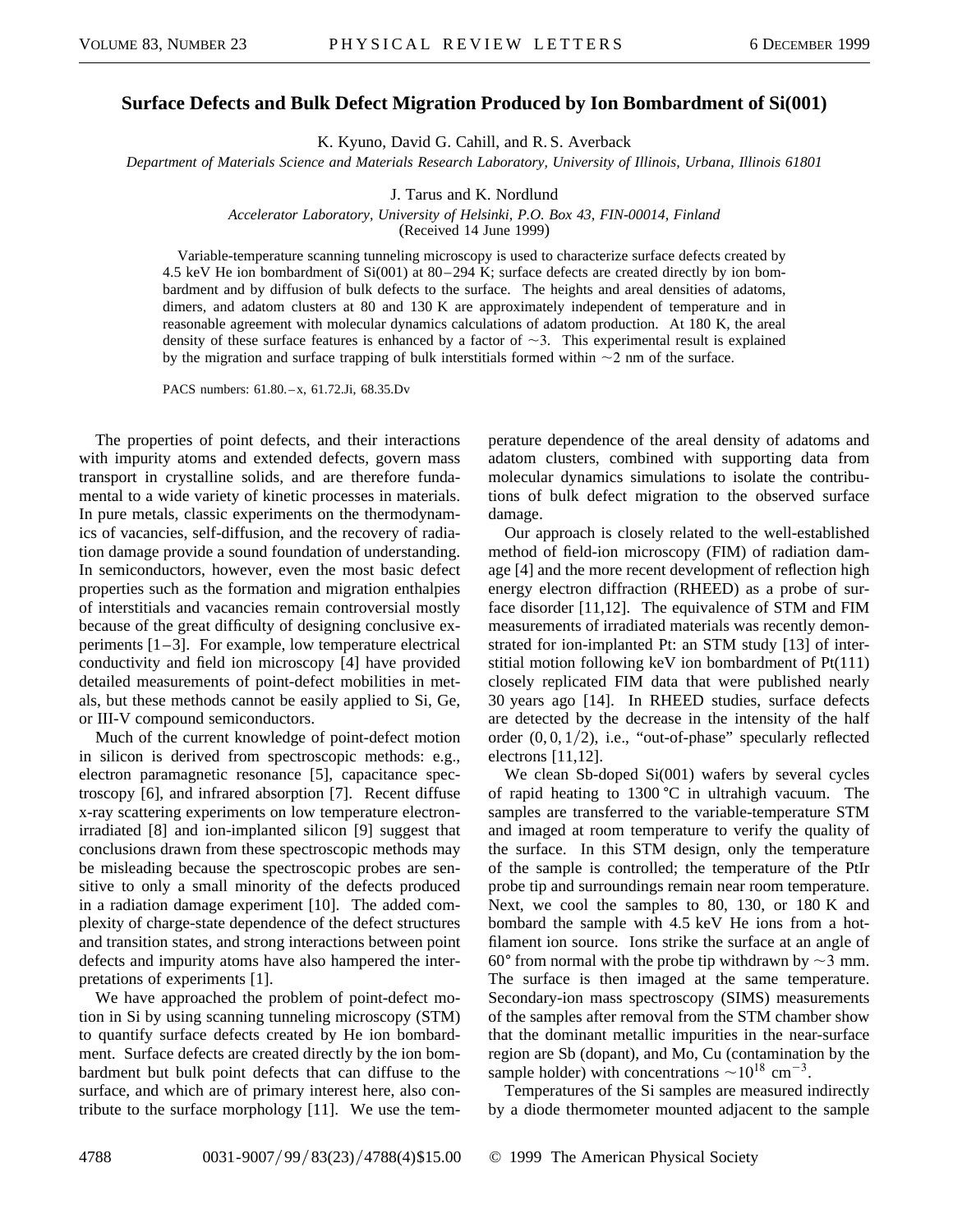# Surface Defects and Bulk Defect Migration Produced by Ion Bombardment of Si(001)

K. Kyuno, David G. Cahill, and R. S. Averback

*Department of Materials Science and Materials Research Laboratory, University of Illinois, Urbana, Illinois 61801*

J. Tarus and K. Nordlund

*Accelerator Laboratory, University of Helsinki, P.O. Box 43, FIN-00014, Finland*

(Received 14 June 1999)

Variable-temperature scanning tunneling microscopy is used to characterize surface defects created by 4.5 keV He ion bombardment of Si(001) at 80–294 K; surface defects are created directly by ion bombardment and by diffusion of bulk defects to the surface. The heights and areal densities of adatoms, dimers, and adatom clusters at 80 and 130 K are approximately independent of temperature and in reasonable agreement with molecular dynamics calculations of adatom production. At 180 K, the areal density of these surface features is enhanced by a factor of ~3. This experimental result is explained by the migration and surface trapping of bulk interstitials formed within ~2 nm of the surface.

PACS numbers: 61.80.–x, 61.72.Ji, 68.35.Dv

The properties of point defects, and their interactions with impurity atoms and extended defects, govern mass transport in crystalline solids, and are therefore fundamental to a wide variety of kinetic processes in materials. In pure metals, classic experiments on the thermodynamics of vacancies, self-diffusion, and the recovery of radiation damage provide a sound foundation of understanding. In semiconductors, however, even the most basic defect properties such as the formation and migration enthalpies of interstitials and vacancies remain controversial mostly because of the great difficulty of designing conclusive experiments [1–3]. For example, low temperature electrical conductivity and field ion microscopy [4] have provided detailed measurements of point-defect mobilities in metals, but these methods cannot be easily applied to Si, Ge, or III-V compound semiconductors.

Much of the current knowledge of point-defect motion in silicon is derived from spectroscopic methods: e.g., electron paramagnetic resonance [5], capacitance spectroscopy [6], and infrared absorption [7]. Recent diffuse x-ray scattering experiments on low temperature electron-irradiated [8] and ion-implanted silicon [9] suggest that conclusions drawn from these spectroscopic methods may be misleading because the spectroscopic probes are sensitive to only a small minority of the defects produced in a radiation damage experiment [10]. The added complexity of charge-state dependence of the defect structures and transition states, and strong interactions between point defects and impurity atoms have also hampered the interpretations of experiments [1].

We have approached the problem of point-defect motion in Si by using scanning tunneling microscopy (STM) to quantify surface defects created by He ion bombardment. Surface defects are created directly by the ion bombardment but bulk point defects that can diffuse to the surface, and which are of primary interest here, also contribute to the surface morphology [11]. We use the temperature dependence of the areal density of adatoms and adatom clusters, combined with supporting data from molecular dynamics simulations to isolate the contributions of bulk defect migration to the observed surface damage.

Our approach is closely related to the well-established method of field-ion microscopy (FIM) of radiation damage [4] and the more recent development of reflection high energy electron diffraction (RHEED) as a probe of surface disorder [11,12]. The equivalence of STM and FIM measurements of irradiated materials was recently demonstrated for ion-implanted Pt: an STM study [13] of interstitial motion following keV ion bombardment of Pt(111) closely replicated FIM data that were published nearly 30 years ago [14]. In RHEED studies, surface defects are detected by the decrease in the intensity of the half order $(0, 0, 1/2)$, i.e., "out-of-phase" specularly reflected electrons [11,12].

We clean Sb-doped Si(001) wafers by several cycles of rapid heating to 1300 °C in ultrahigh vacuum. The samples are transferred to the variable-temperature STM and imaged at room temperature to verify the quality of the surface. In this STM design, only the temperature of the sample is controlled; the temperature of the PtIr probe tip and surroundings remain near room temperature. Next, we cool the samples to 80, 130, or 180 K and bombard the sample with 4.5 keV He ions from a hot-filament ion source. Ions strike the surface at an angle of 60° from normal with the probe tip withdrawn by ~3 mm. The surface is then imaged at the same temperature. Secondary-ion mass spectroscopy (SIMS) measurements of the samples after removal from the STM chamber show that the dominant metallic impurities in the near-surface region are Sb (dopant), and Mo, Cu (contamination by the sample holder) with concentrations $\sim 10^{18}$ cm$^{-3}$.

Temperatures of the Si samples are measured indirectly by a diode thermometer mounted adjacent to the sample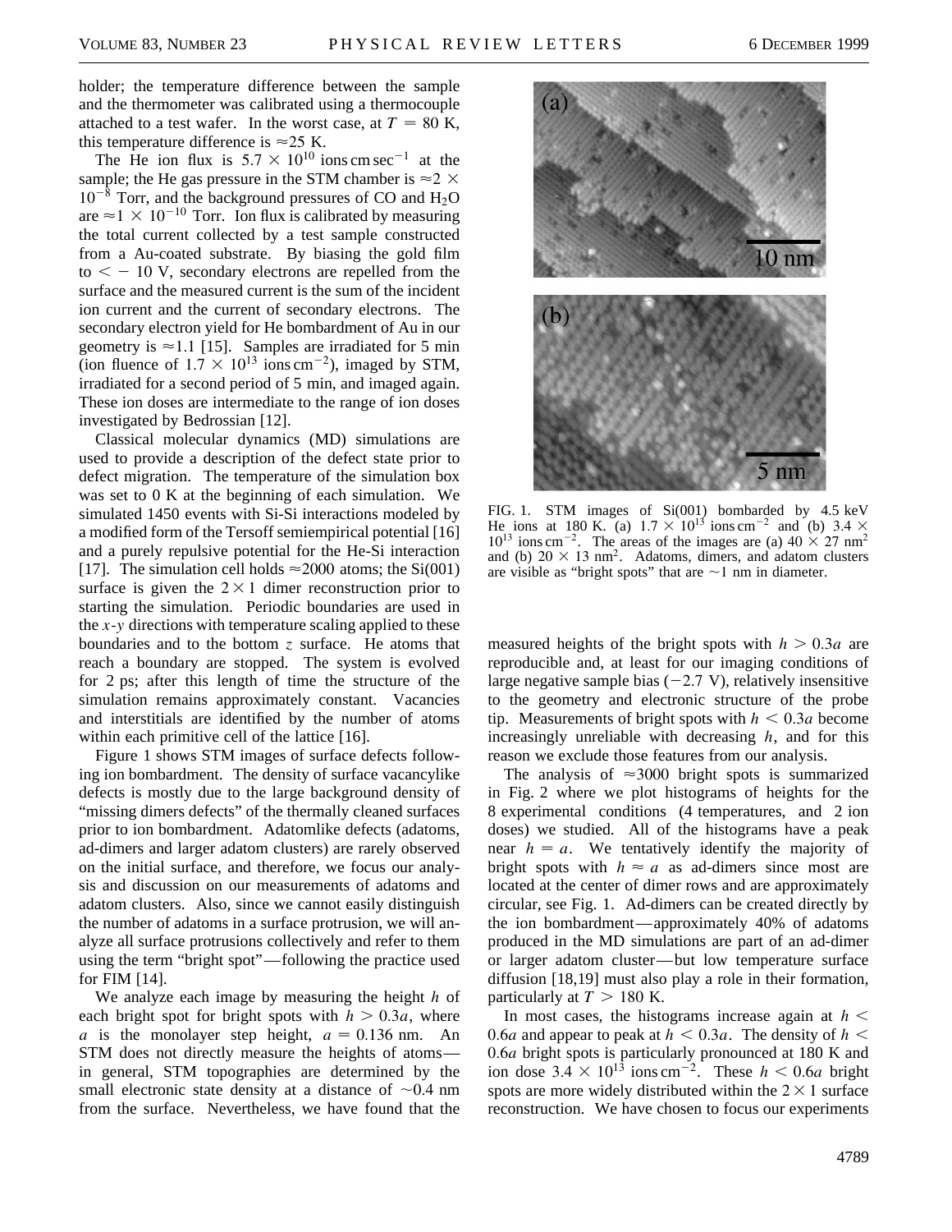holder; the temperature difference between the sample and the thermometer was calibrated using a thermocouple attached to a test wafer. In the worst case, at $T = 80$ K, this temperature difference is $\approx 25$ K.

The He ion flux is $5.7 \times 10^{10}$ ions cm sec$^{-1}$ at the sample; the He gas pressure in the STM chamber is $\approx 2 \times 10^{-8}$ Torr, and the background pressures of CO and $H_2O$ are $\approx 1 \times 10^{-10}$ Torr. Ion flux is calibrated by measuring the total current collected by a test sample constructed from a Au-coated substrate. By biasing the gold film to $< -10$ V, secondary electrons are repelled from the surface and the measured current is the sum of the incident ion current and the current of secondary electrons. The secondary electron yield for He bombardment of Au in our geometry is $\approx 1.1$ [15]. Samples are irradiated for 5 min (ion fluence of $1.7 \times 10^{13}$ ions cm$^{-2}$), imaged by STM, irradiated for a second period of 5 min, and imaged again. These ion doses are intermediate to the range of ion doses investigated by Bedrossian [12].

Classical molecular dynamics (MD) simulations are used to provide a description of the defect state prior to defect migration. The temperature of the simulation box was set to 0 K at the beginning of each simulation. We simulated 1450 events with Si-Si interactions modeled by a modified form of the Tersoff semiempirical potential [16] and a purely repulsive potential for the He-Si interaction [17]. The simulation cell holds $\approx 2000$ atoms; the Si(001) surface is given the $2 \times 1$ dimer reconstruction prior to starting the simulation. Periodic boundaries are used in the $x$-$y$ directions with temperature scaling applied to these boundaries and to the bottom $z$ surface. He atoms that reach a boundary are stopped. The system is evolved for 2 ps; after this length of time the structure of the simulation remains approximately constant. Vacancies and interstitials are identified by the number of atoms within each primitive cell of the lattice [16].

Figure 1 shows STM images of surface defects following ion bombardment. The density of surface vacancylike defects is mostly due to the large background density of "missing dimers defects" of the thermally cleaned surfaces prior to ion bombardment. Adatomlike defects (adatoms, ad-dimers and larger adatom clusters) are rarely observed on the initial surface, and therefore, we focus our analysis and discussion on our measurements of adatoms and adatom clusters. Also, since we cannot easily distinguish the number of adatoms in a surface protrusion, we will analyze all surface protrusions collectively and refer to them using the term "bright spot"—following the practice used for FIM [14].

We analyze each image by measuring the height $h$ of each bright spot for bright spots with $h > 0.3a$, where $a$ is the monolayer step height, $a = 0.136$ nm. An STM does not directly measure the heights of atoms—in general, STM topographies are determined by the small electronic state density at a distance of $\sim 0.4$ nm from the surface. Nevertheless, we have found that the

FIG. 1. STM images of Si(001) bombarded by 4.5 keV He ions at 180 K. (a) $1.7 \times 10^{13}$ ions cm$^{-2}$ and (b) $3.4 \times 10^{13}$ ions cm$^{-2}$. The areas of the images are (a) $40 \times 27$ nm$^2$ and (b) $20 \times 13$ nm$^2$. Adatoms, dimers, and adatom clusters are visible as "bright spots" that are $\sim 1$ nm in diameter.

measured heights of the bright spots with $h > 0.3a$ are reproducible and, at least for our imaging conditions of large negative sample bias ($-2.7$ V), relatively insensitive to the geometry and electronic structure of the probe tip. Measurements of bright spots with $h < 0.3a$ become increasingly unreliable with decreasing $h$, and for this reason we exclude those features from our analysis.

The analysis of $\approx 3000$ bright spots is summarized in Fig. 2 where we plot histograms of heights for the 8 experimental conditions (4 temperatures, and 2 ion doses) we studied. All of the histograms have a peak near $h = a$. We tentatively identify the majority of bright spots with $h \approx a$ as ad-dimers since most are located at the center of dimer rows and are approximately circular, see Fig. 1. Ad-dimers can be created directly by the ion bombardment—approximately 40% of adatoms produced in the MD simulations are part of an ad-dimer or larger adatom cluster—but low temperature surface diffusion [18,19] must also play a role in their formation, particularly at $T > 180$ K.

In most cases, the histograms increase again at $h < 0.6a$ and appear to peak at $h < 0.3a$. The density of $h < 0.6a$ bright spots is particularly pronounced at 180 K and ion dose $3.4 \times 10^{13}$ ions cm$^{-2}$. These $h < 0.6a$ bright spots are more widely distributed within the $2 \times 1$ surface reconstruction. We have chosen to focus our experiments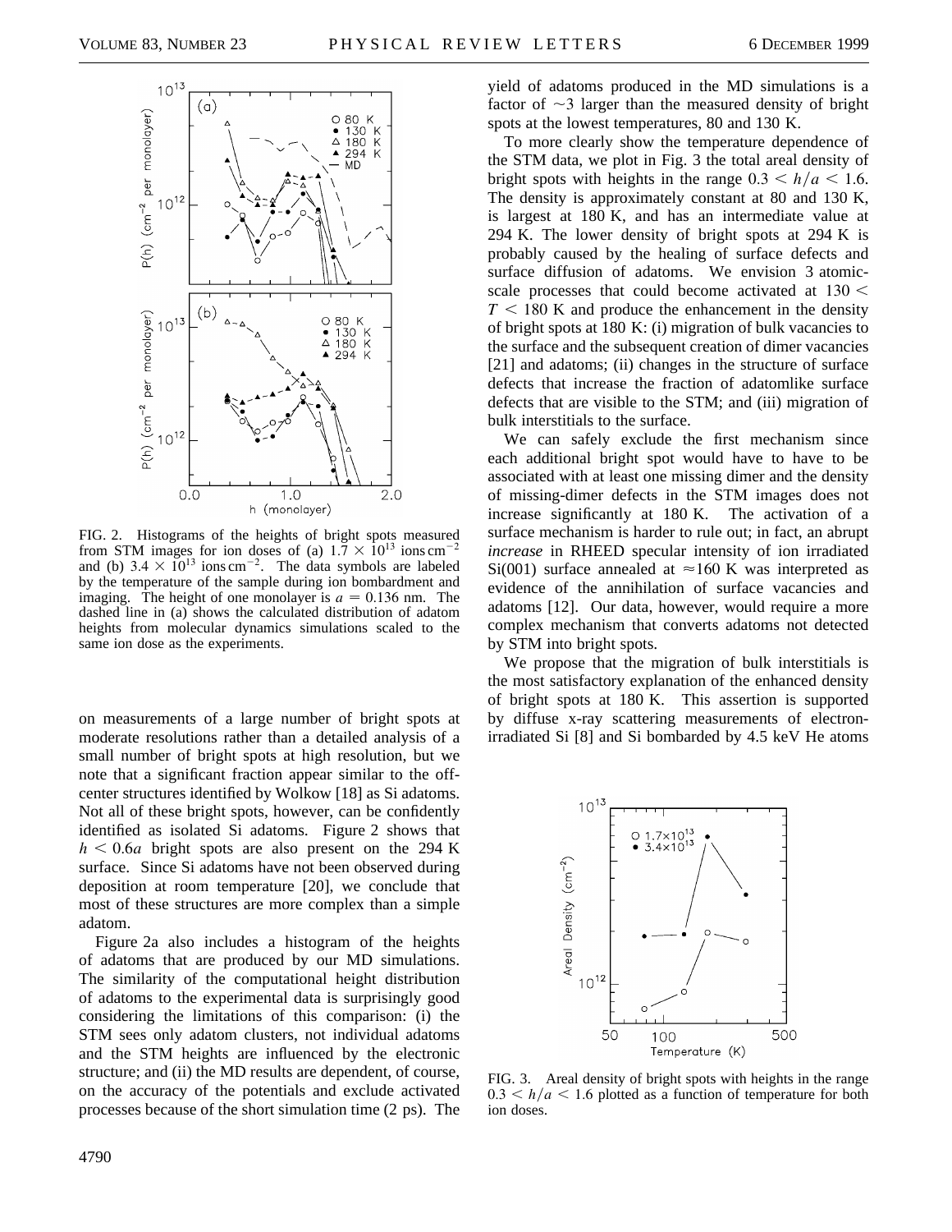FIG. 2. Histograms of the heights of bright spots measured from STM images for ion doses of (a) $1.7 \times 10^{13}$ ions $cm^{-2}$ and (b) $3.4 \times 10^{13}$ ions $cm^{-2}$. The data symbols are labeled by the temperature of the sample during ion bombardment and imaging. The height of one monolayer is $a = 0.136$ nm. The dashed line in (a) shows the calculated distribution of adatom heights from molecular dynamics simulations scaled to the same ion dose as the experiments.

on measurements of a large number of bright spots at moderate resolutions rather than a detailed analysis of a small number of bright spots at high resolution, but we note that a significant fraction appear similar to the off-center structures identified by Wolkow [18] as Si adatoms. Not all of these bright spots, however, can be confidently identified as isolated Si adatoms. Figure 2 shows that $h < 0.6a$ bright spots are also present on the 294 K surface. Since Si adatoms have not been observed during deposition at room temperature [20], we conclude that most of these structures are more complex than a simple adatom.

Figure 2a also includes a histogram of the heights of adatoms that are produced by our MD simulations. The similarity of the computational height distribution of adatoms to the experimental data is surprisingly good considering the limitations of this comparison: (i) the STM sees only adatom clusters, not individual adatoms and the STM heights are influenced by the electronic structure; and (ii) the MD results are dependent, of course, on the accuracy of the potentials and exclude activated processes because of the short simulation time (2 ps). The yield of adatoms produced in the MD simulations is a factor of $\sim 3$ larger than the measured density of bright spots at the lowest temperatures, 80 and 130 K.

To more clearly show the temperature dependence of the STM data, we plot in Fig. 3 the total areal density of bright spots with heights in the range $0.3 < h/a < 1.6$. The density is approximately constant at 80 and 130 K, is largest at 180 K, and has an intermediate value at 294 K. The lower density of bright spots at 294 K is probably caused by the healing of surface defects and surface diffusion of adatoms. We envision 3 atomic-scale processes that could become activated at $130 < T < 180$ K and produce the enhancement in the density of bright spots at 180 K: (i) migration of bulk vacancies to the surface and the subsequent creation of dimer vacancies [21] and adatoms; (ii) changes in the structure of surface defects that increase the fraction of adatomlike surface defects that are visible to the STM; and (iii) migration of bulk interstitials to the surface.

We can safely exclude the first mechanism since each additional bright spot would have to have to be associated with at least one missing dimer and the density of missing-dimer defects in the STM images does not increase significantly at 180 K. The activation of a surface mechanism is harder to rule out; in fact, an abrupt *increase* in RHEED specular intensity of ion irradiated Si(001) surface annealed at $\approx 160$ K was interpreted as evidence of the annihilation of surface vacancies and adatoms [12]. Our data, however, would require a more complex mechanism that converts adatoms not detected by STM into bright spots.

We propose that the migration of bulk interstitials is the most satisfactory explanation of the enhanced density of bright spots at 180 K. This assertion is supported by diffuse x-ray scattering measurements of electron-irradiated Si [8] and Si bombarded by 4.5 keV He atoms

FIG. 3. Areal density of bright spots with heights in the range $0.3 < h/a < 1.6$ plotted as a function of temperature for both ion doses.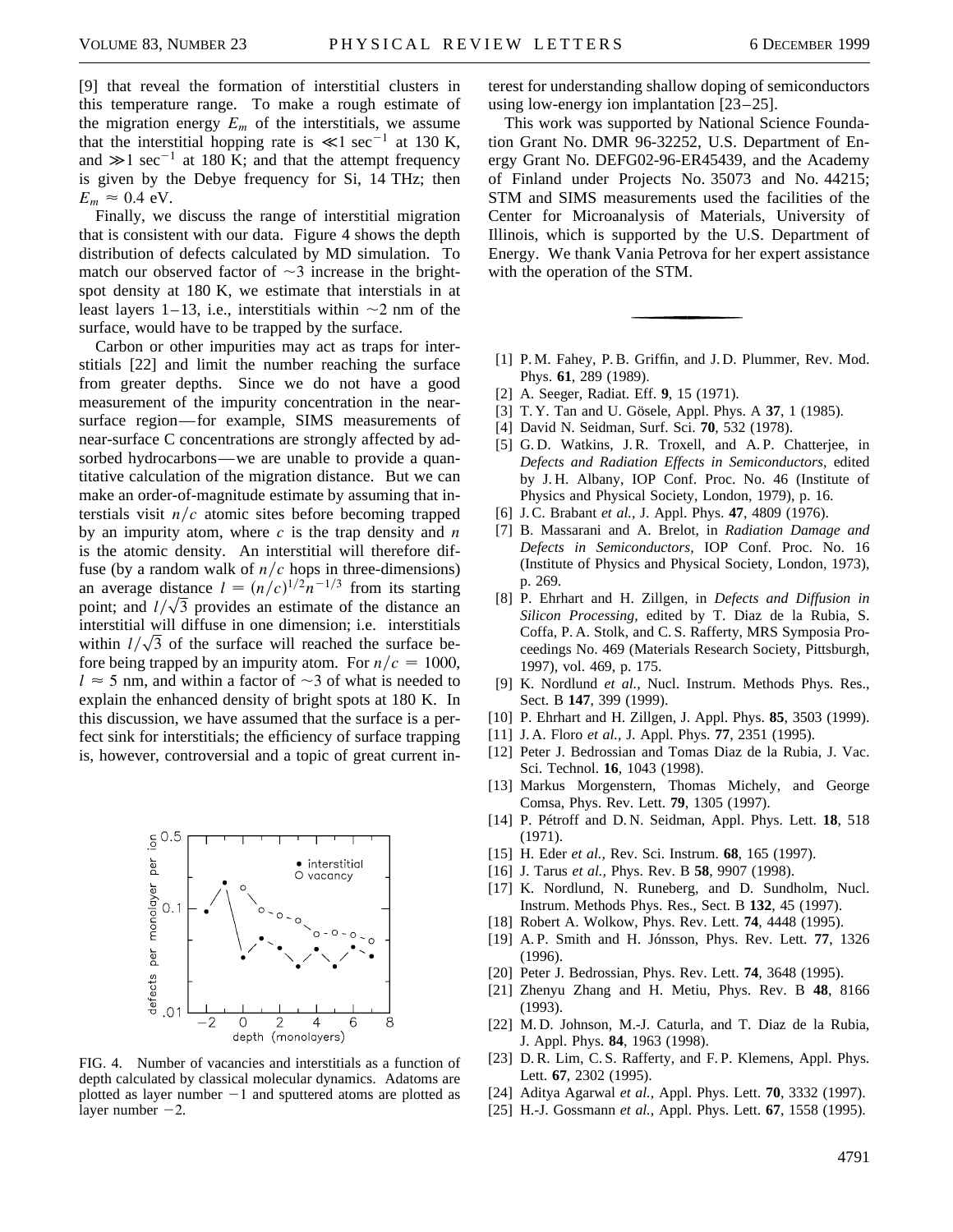[9] that reveal the formation of interstitial clusters in this temperature range. To make a rough estimate of the migration energy $E_m$ of the interstitials, we assume that the interstitial hopping rate is $\ll 1\ \mathrm{sec}^{-1}$ at 130 K, and $\gg 1\ \mathrm{sec}^{-1}$ at 180 K; and that the attempt frequency is given by the Debye frequency for Si, 14 THz; then $E_m \approx 0.4$ eV.

Finally, we discuss the range of interstitial migration that is consistent with our data. Figure 4 shows the depth distribution of defects calculated by MD simulation. To match our observed factor of $\sim 3$ increase in the bright-spot density at 180 K, we estimate that interstials in at least layers 1–13, i.e., interstitials within $\sim 2$ nm of the surface, would have to be trapped by the surface.

Carbon or other impurities may act as traps for interstitials [22] and limit the number reaching the surface from greater depths. Since we do not have a good measurement of the impurity concentration in the near-surface region—for example, SIMS measurements of near-surface C concentrations are strongly affected by adsorbed hydrocarbons—we are unable to provide a quantitative calculation of the migration distance. But we can make an order-of-magnitude estimate by assuming that interstials visit $n/c$ atomic sites before becoming trapped by an impurity atom, where $c$ is the trap density and $n$ is the atomic density. An interstitial will therefore diffuse (by a random walk of $n/c$ hops in three-dimensions) an average distance $l = (n/c)^{1/2} n^{-1/3}$ from its starting point; and $l/\sqrt{3}$ provides an estimate of the distance an interstitial will diffuse in one dimension; i.e. interstitials within $l/\sqrt{3}$ of the surface will reached the surface before being trapped by an impurity atom. For $n/c = 1000$, $l \approx 5$ nm, and within a factor of $\sim 3$ of what is needed to explain the enhanced density of bright spots at 180 K. In this discussion, we have assumed that the surface is a perfect sink for interstitials; the efficiency of surface trapping is, however, controversial and a topic of great current interest for understanding shallow doping of semiconductors using low-energy ion implantation [23–25].

defects per monolayer per ion
0.5
0.1
.01
• interstitial
○ vacancy
−2 0 2 4 6 8
depth (monolayers)

FIG. 4. Number of vacancies and interstitials as a function of depth calculated by classical molecular dynamics. Adatoms are plotted as layer number −1 and sputtered atoms are plotted as layer number −2.

This work was supported by National Science Foundation Grant No. DMR 96-32252, U.S. Department of Energy Grant No. DEFG02-96-ER45439, and the Academy of Finland under Projects No. 35073 and No. 44215; STM and SIMS measurements used the facilities of the Center for Microanalysis of Materials, University of Illinois, which is supported by the U.S. Department of Energy. We thank Vania Petrova for her expert assistance with the operation of the STM.

---

[1] P. M. Fahey, P. B. Griffin, and J. D. Plummer, Rev. Mod. Phys. **61**, 289 (1989).

[2] A. Seeger, Radiat. Eff. **9**, 15 (1971).

[3] T. Y. Tan and U. Gösele, Appl. Phys. A **37**, 1 (1985).

[4] David N. Seidman, Surf. Sci. **70**, 532 (1978).

[5] G. D. Watkins, J. R. Troxell, and A. P. Chatterjee, in *Defects and Radiation Effects in Semiconductors,* edited by J. H. Albany, IOP Conf. Proc. No. 46 (Institute of Physics and Physical Society, London, 1979), p. 16.

[6] J. C. Brabant *et al.,* J. Appl. Phys. **47**, 4809 (1976).

[7] B. Massarani and A. Brelot, in *Radiation Damage and Defects in Semiconductors,* IOP Conf. Proc. No. 16 (Institute of Physics and Physical Society, London, 1973), p. 269.

[8] P. Ehrhart and H. Zillgen, in *Defects and Diffusion in Silicon Processing,* edited by T. Diaz de la Rubia, S. Coffa, P. A. Stolk, and C. S. Rafferty, MRS Symposia Proceedings No. 469 (Materials Research Society, Pittsburgh, 1997), vol. 469, p. 175.

[9] K. Nordlund *et al.,* Nucl. Instrum. Methods Phys. Res., Sect. B **147**, 399 (1999).

[10] P. Ehrhart and H. Zillgen, J. Appl. Phys. **85**, 3503 (1999).

[11] J. A. Floro *et al.,* J. Appl. Phys. **77**, 2351 (1995).

[12] Peter J. Bedrossian and Tomas Diaz de la Rubia, J. Vac. Sci. Technol. **16**, 1043 (1998).

[13] Markus Morgenstern, Thomas Michely, and George Comsa, Phys. Rev. Lett. **79**, 1305 (1997).

[14] P. Pétroff and D. N. Seidman, Appl. Phys. Lett. **18**, 518 (1971).

[15] H. Eder *et al.,* Rev. Sci. Instrum. **68**, 165 (1997).

[16] J. Tarus *et al.,* Phys. Rev. B **58**, 9907 (1998).

[17] K. Nordlund, N. Runeberg, and D. Sundholm, Nucl. Instrum. Methods Phys. Res., Sect. B **132**, 45 (1997).

[18] Robert A. Wolkow, Phys. Rev. Lett. **74**, 4448 (1995).

[19] A. P. Smith and H. Jónsson, Phys. Rev. Lett. **77**, 1326 (1996).

[20] Peter J. Bedrossian, Phys. Rev. Lett. **74**, 3648 (1995).

[21] Zhenyu Zhang and H. Metiu, Phys. Rev. B **48**, 8166 (1993).

[22] M. D. Johnson, M.-J. Caturla, and T. Diaz de la Rubia, J. Appl. Phys. **84**, 1963 (1998).

[23] D. R. Lim, C. S. Rafferty, and F. P. Klemens, Appl. Phys. Lett. **67**, 2302 (1995).

[24] Aditya Agarwal *et al.,* Appl. Phys. Lett. **70**, 3332 (1997).

[25] H.-J. Gossmann *et al.,* Appl. Phys. Lett. **67**, 1558 (1995).